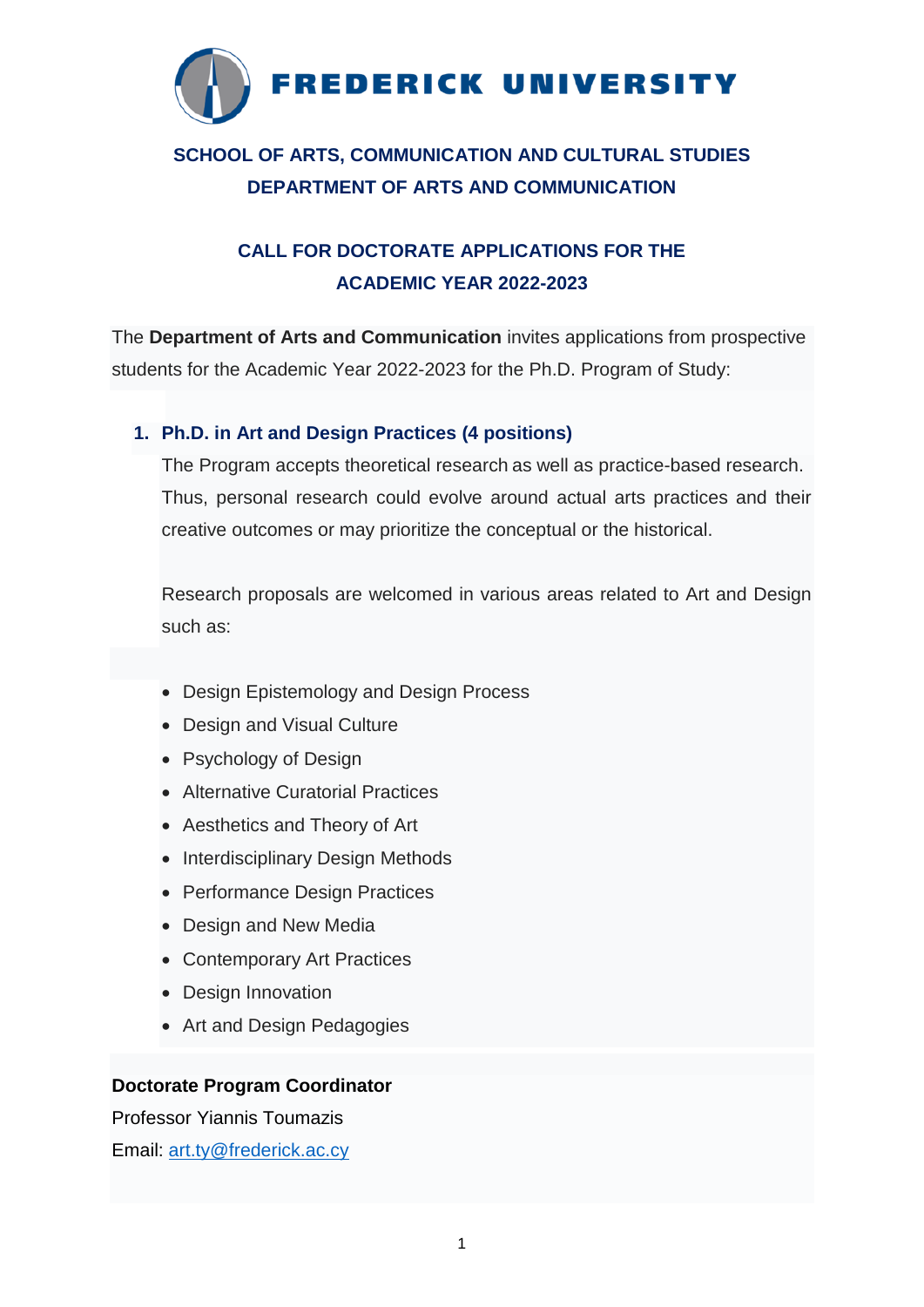# FREDERICK UNIVERSITY

## SCHOOL OF ARTS, COMMUNICATION AND CULTURAL STUDIES
## DEPARTMENT OF ARTS AND COMMUNICATION

## CALL FOR DOCTORATE APPLICATIONS FOR THE ACADEMIC YEAR 2022-2023

The **Department of Arts and Communication** invites applications from prospective students for the Academic Year 2022-2023 for the Ph.D. Program of Study:

### 1. Ph.D. in Art and Design Practices (4 positions)

The Program accepts theoretical research as well as practice-based research. Thus, personal research could evolve around actual arts practices and their creative outcomes or may prioritize the conceptual or the historical.

Research proposals are welcomed in various areas related to Art and Design such as:

- Design Epistemology and Design Process
- Design and Visual Culture
- Psychology of Design
- Alternative Curatorial Practices
- Aesthetics and Theory of Art
- Interdisciplinary Design Methods
- Performance Design Practices
- Design and New Media
- Contemporary Art Practices
- Design Innovation
- Art and Design Pedagogies

**Doctorate Program Coordinator**

Professor Yiannis Toumazis

Email: art.ty@frederick.ac.cy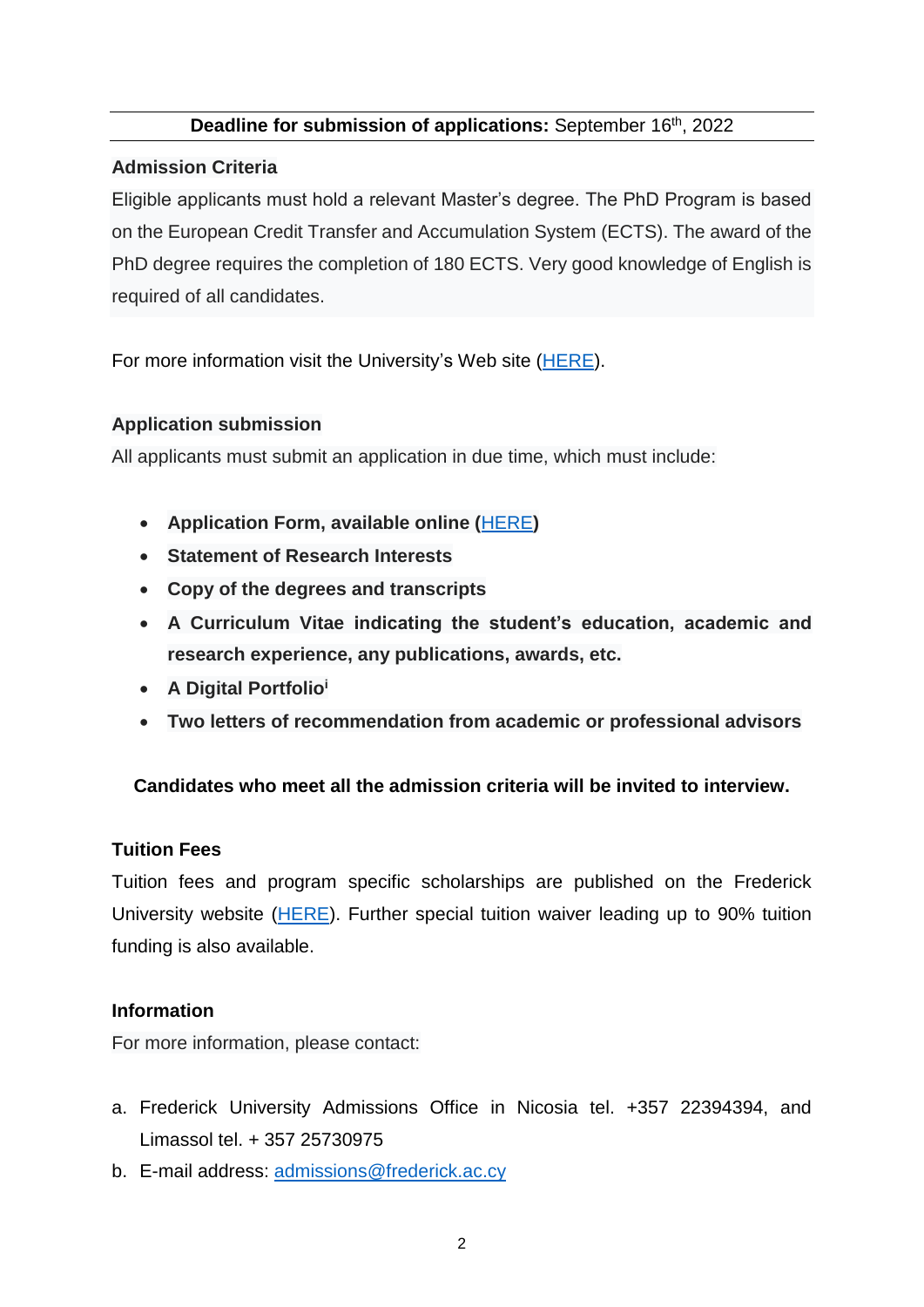**Deadline for submission of applications:** September 16th, 2022

**Admission Criteria**

Eligible applicants must hold a relevant Master's degree. The PhD Program is based on the European Credit Transfer and Accumulation System (ECTS). The award of the PhD degree requires the completion of 180 ECTS. Very good knowledge of English is required of all candidates.

For more information visit the University's Web site (HERE).

**Application submission**

All applicants must submit an application in due time, which must include:

- **Application Form, available online (HERE)**
- **Statement of Research Interests**
- **Copy of the degrees and transcripts**
- **A Curriculum Vitae indicating the student's education, academic and research experience, any publications, awards, etc.**
- **A Digital Portfolio**[i]
- **Two letters of recommendation from academic or professional advisors**

**Candidates who meet all the admission criteria will be invited to interview.**

**Tuition Fees**

Tuition fees and program specific scholarships are published on the Frederick University website (HERE). Further special tuition waiver leading up to 90% tuition funding is also available.

**Information**

For more information, please contact:

a. Frederick University Admissions Office in Nicosia tel. +357 22394394, and Limassol tel. + 357 25730975
b. E-mail address: admissions@frederick.ac.cy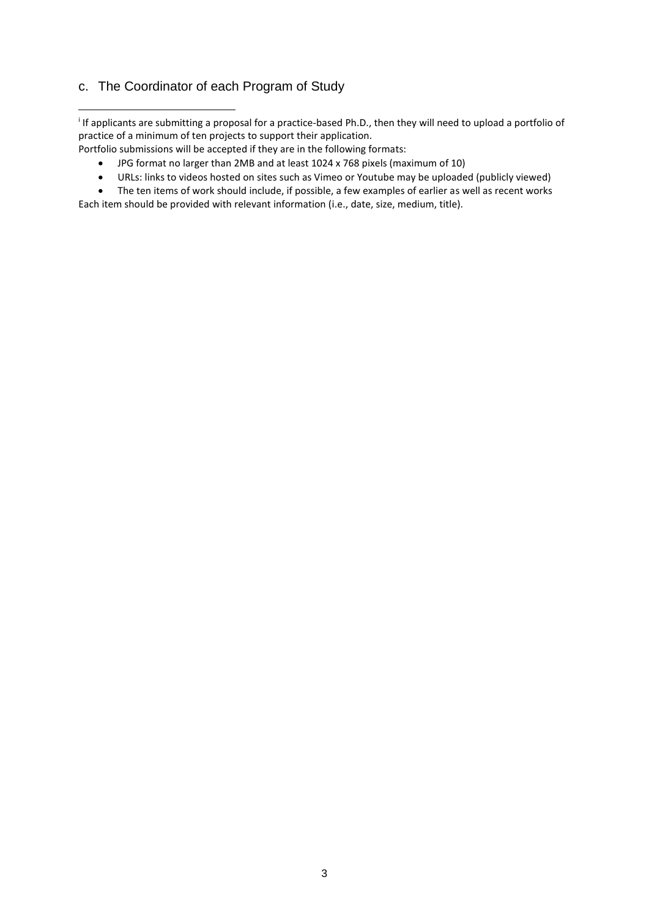c. The Coordinator of each Program of Study

---

[i] If applicants are submitting a proposal for a practice-based Ph.D., then they will need to upload a portfolio of practice of a minimum of ten projects to support their application.
Portfolio submissions will be accepted if they are in the following formats:

- JPG format no larger than 2MB and at least 1024 x 768 pixels (maximum of 10)
- URLs: links to videos hosted on sites such as Vimeo or Youtube may be uploaded (publicly viewed)
- The ten items of work should include, if possible, a few examples of earlier as well as recent works

Each item should be provided with relevant information (i.e., date, size, medium, title).